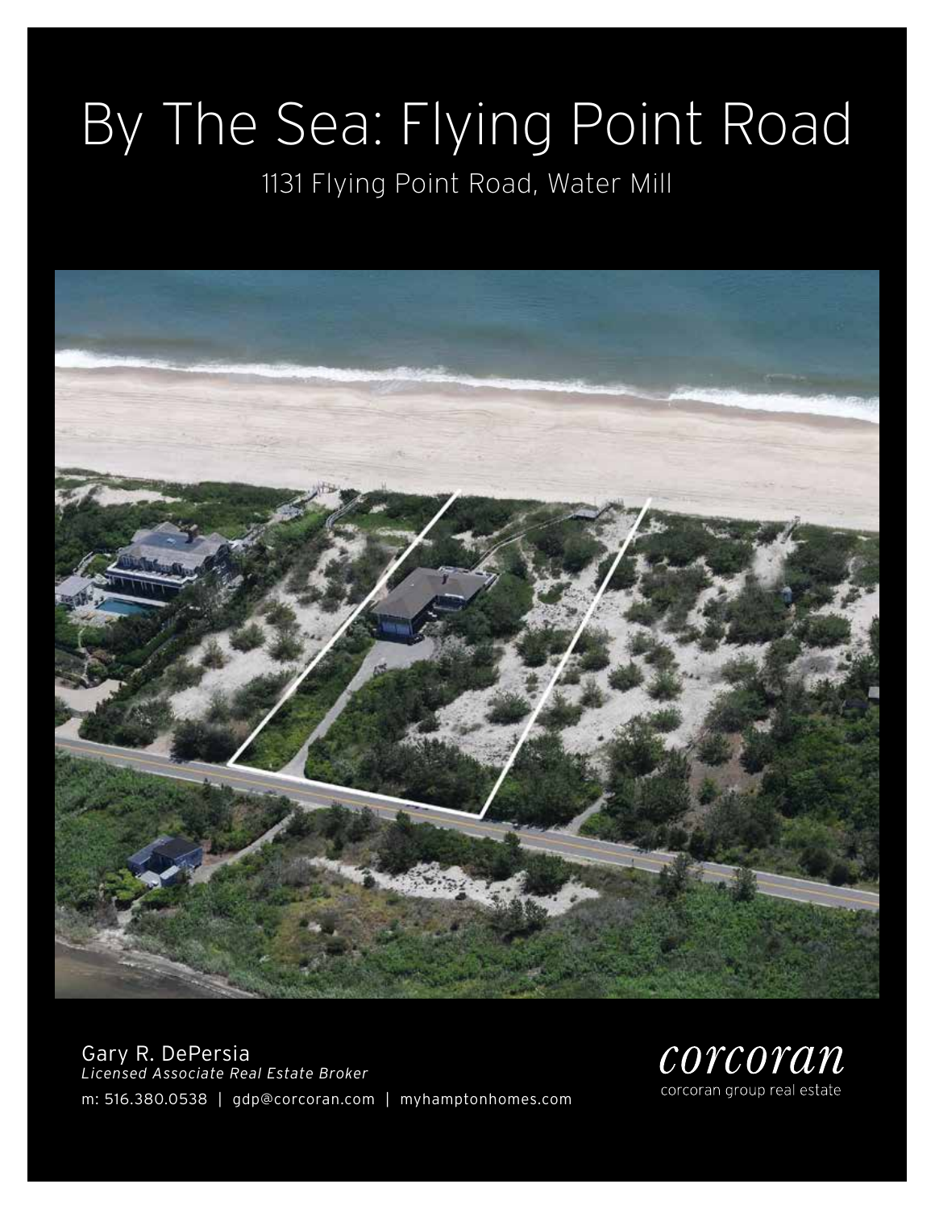# By The Sea: Flying Point Road

1131 Flying Point Road, Water Mill

Gary R. DePersia
*Licensed Associate Real Estate Broker*

m: 516.380.0538 | gdp@corcoran.com | myhamptonhomes.com

corcoran
corcoran group real estate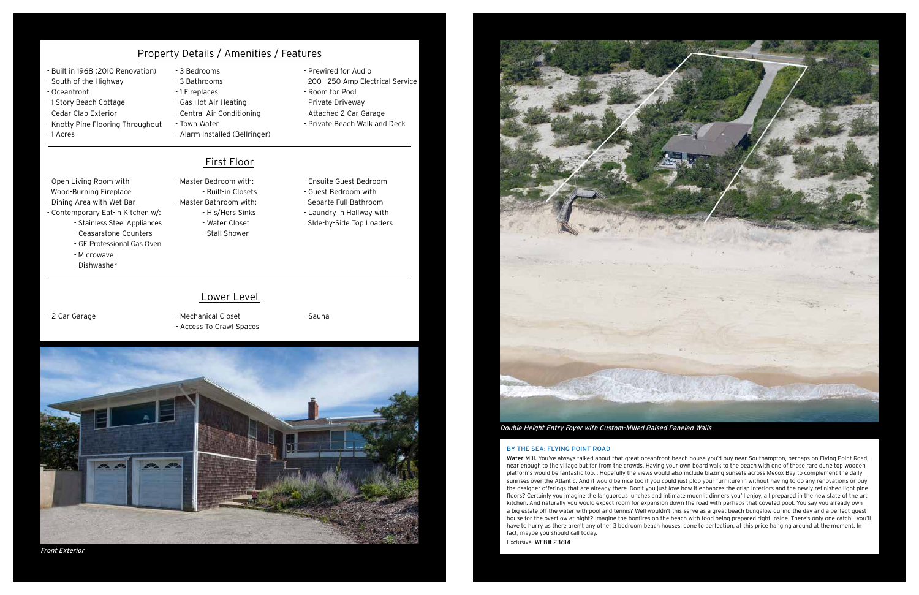## Property Details / Amenities / Features

- Built in 1968 (2010 Renovation)
- South of the Highway
- Oceanfront
- 1 Story Beach Cottage
- Cedar Clap Exterior
- Knotty Pine Flooring Throughout
- 1 Acres

- 3 Bedrooms
- 3 Bathrooms
- 1 Fireplaces
- Gas Hot Air Heating
- Central Air Conditioning
- Town Water
- Alarm Installed (Bellringer)

- Prewired for Audio
- 200 - 250 Amp Electrical Service
- Room for Pool
- Private Driveway
- Attached 2-Car Garage
- Private Beach Walk and Deck

## First Floor

- Open Living Room with Wood-Burning Fireplace
- Dining Area with Wet Bar
- Contemporary Eat-in Kitchen w/:
  - Stainless Steel Appliances
  - Ceasarstone Counters
  - GE Professional Gas Oven
  - Microwave
  - Dishwasher

- Master Bedroom with:
  - Built-in Closets
- Master Bathroom with:
  - His/Hers Sinks
  - Water Closet
  - Stall Shower

- Ensuite Guest Bedroom
- Guest Bedroom with Separte Full Bathroom
- Laundry in Hallway with SIde-by-Side Top Loaders

## Lower Level

- 2-Car Garage
- Mechanical Closet
- Access To Crawl Spaces
- Sauna

*Front Exterior*

*Double Height Entry Foyer with Custom-Milled Raised Paneled Walls*

### BY THE SEA: FLYING POINT ROAD

**Water Mill.** You've always talked about that great oceanfront beach house you'd buy near Southampton, perhaps on Flying Point Road, near enough to the village but far from the crowds. Having your own board walk to the beach with one of those rare dune top wooden platforms would be fantastic too. . Hopefully the views would also include blazing sunsets across Mecox Bay to complement the daily sunrises over the Atlantic. And it would be nice too if you could just plop your furniture in without having to do any renovations or buy the designer offerings that are already there. Don't you just love how it enhances the crisp interiors and the newly refinished light pine floors? Certainly you imagine the languorous lunches and intimate moonlit dinners you'll enjoy, all prepared in the new state of the art kitchen. And naturally you would expect room for expansion down the road with perhaps that coveted pool. You say you already own a big estate off the water with pool and tennis? Well wouldn't this serve as a great beach bungalow during the day and a perfect guest house for the overflow at night? Imagine the bonfires on the beach with food being prepared right inside. There's only one catch....you'll have to hurry as there aren't any other 3 bedroom beach houses, done to perfection, at this price hanging around at the moment. In fact, maybe you should call today.

Exclusive. **WEB# 23614**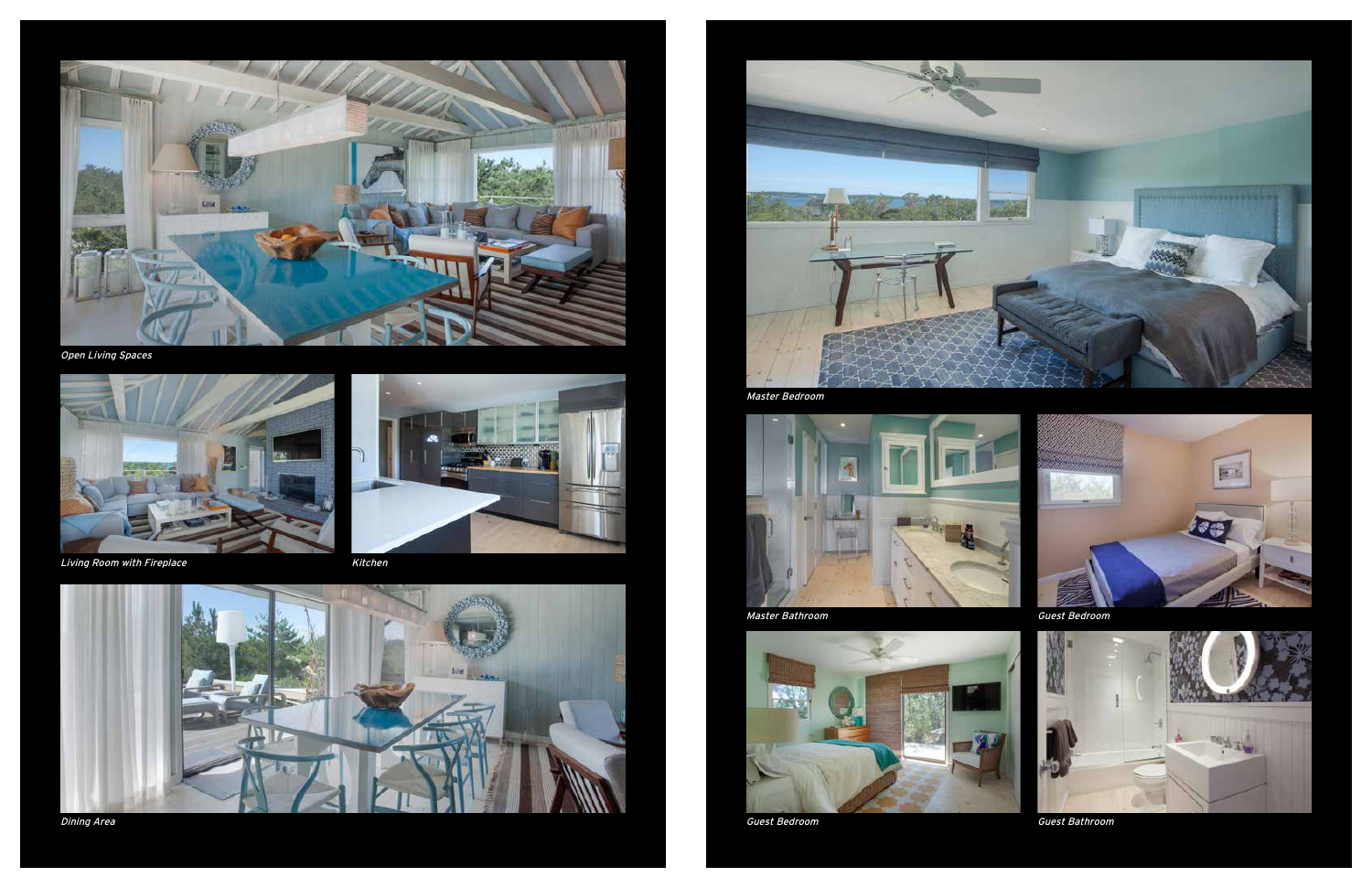*Open Living Spaces*

*Living Room with Fireplace*

*Kitchen*

*Dining Area*

*Master Bedroom*

*Master Bathroom*

*Guest Bedroom*

*Guest Bedroom*

*Guest Bathroom*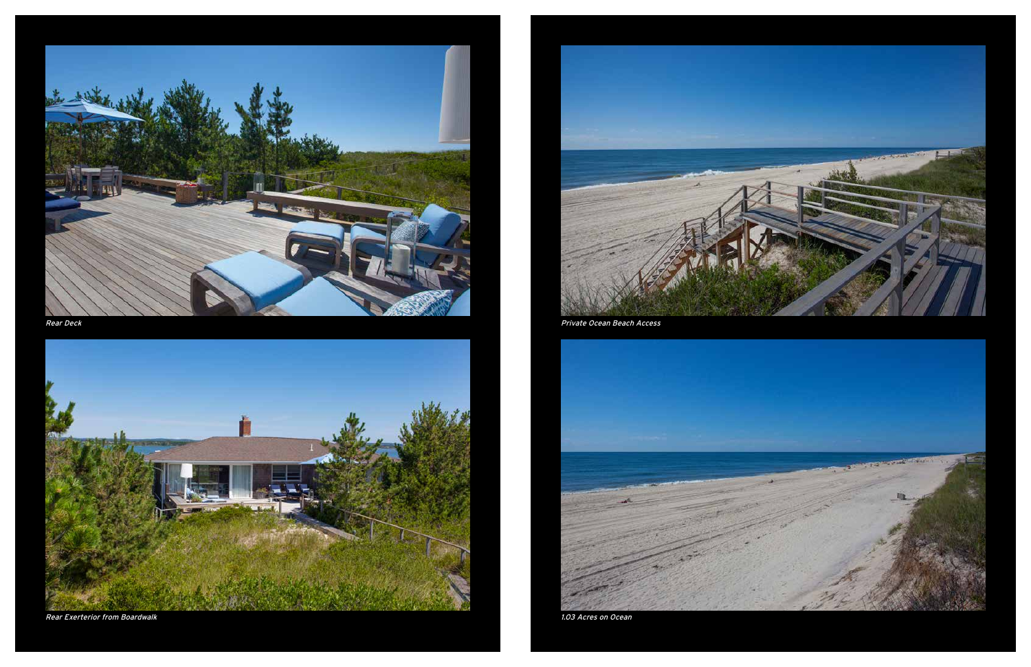*Rear Deck*

*Rear Exterior from Boardwalk*

*Private Ocean Beach Access*

*1.03 Acres on Ocean*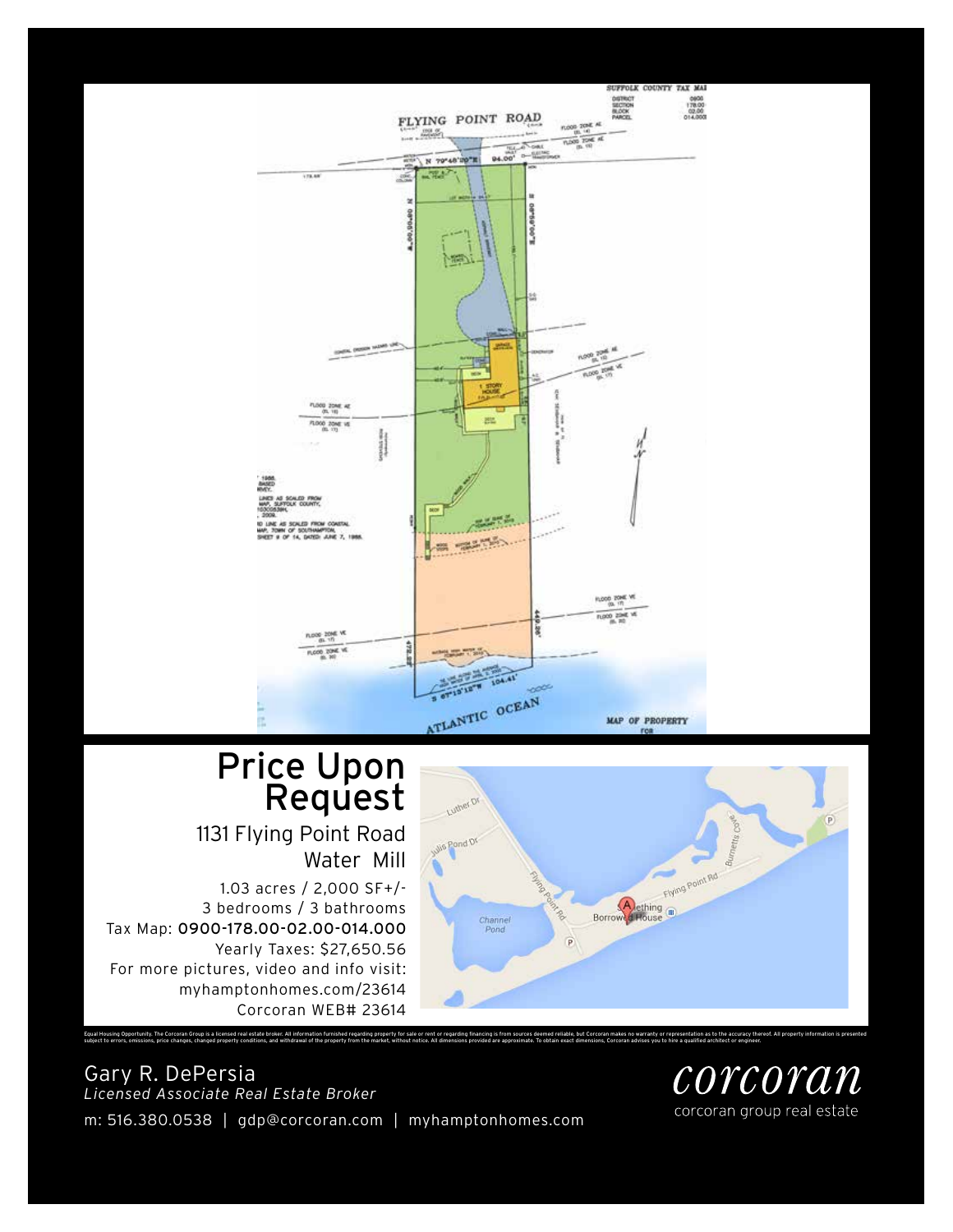# Price Upon Request

1131 Flying Point Road
Water Mill

1.03 acres / 2,000 SF+/-
3 bedrooms / 3 bathrooms
Tax Map: **0900-178.00-02.00-014.000**
Yearly Taxes: $27,650.56
For more pictures, video and info visit:
myhamptonhomes.com/23614
Corcoran WEB# 23614

Equal Housing Opportunity. The Corcoran Group is a licensed real estate broker. All information furnished regarding property for sale or rent or regarding financing is from sources deemed reliable, but Corcoran makes no warranty or representation as to the accuracy thereof. All property information is presented subject to errors, omissions, price changes, changed property conditions, and withdrawal of the property from the market, without notice. All dimensions provided are approximate. To obtain exact dimensions, Corcoran advises you to hire a qualified architect or engineer.

Gary R. DePersia
*Licensed Associate Real Estate Broker*
m: 516.380.0538 | gdp@corcoran.com | myhamptonhomes.com

corcoran
corcoran group real estate